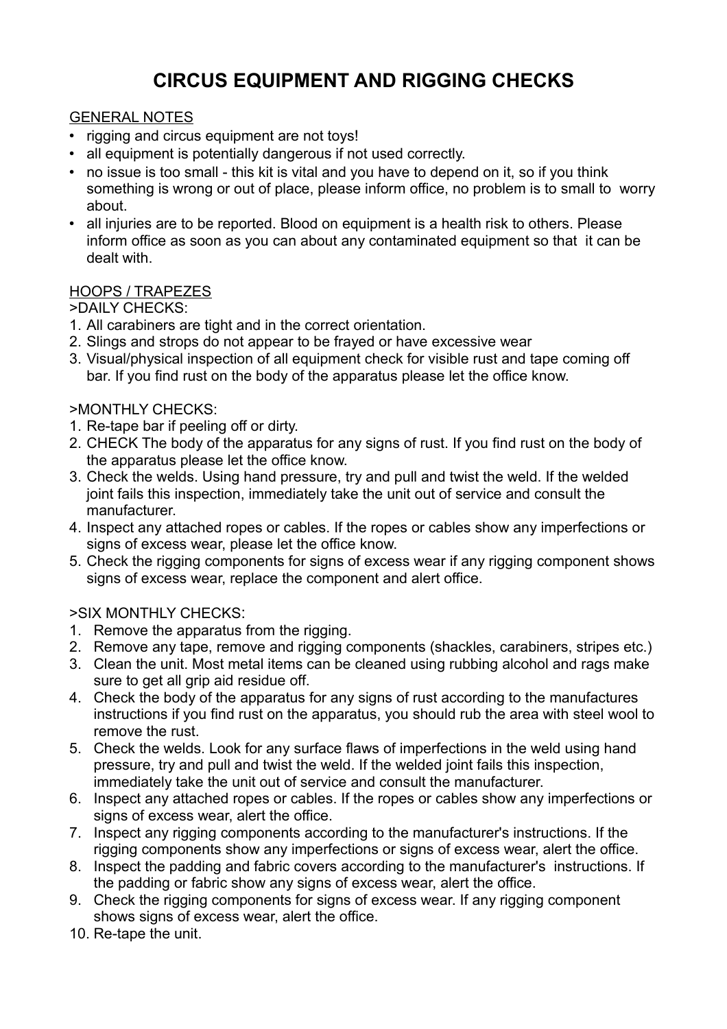# CIRCUS EQUIPMENT AND RIGGING CHECKS

GENERAL NOTES

- rigging and circus equipment are not toys!
- all equipment is potentially dangerous if not used correctly.
- no issue is too small - this kit is vital and you have to depend on it, so if you think something is wrong or out of place, please inform office, no problem is to small to worry about.
- all injuries are to be reported. Blood on equipment is a health risk to others. Please inform office as soon as you can about any contaminated equipment so that it can be dealt with.

HOOPS / TRAPEZES

>DAILY CHECKS:

1. All carabiners are tight and in the correct orientation.
2. Slings and strops do not appear to be frayed or have excessive wear
3. Visual/physical inspection of all equipment check for visible rust and tape coming off bar. If you find rust on the body of the apparatus please let the office know.

>MONTHLY CHECKS:

1. Re-tape bar if peeling off or dirty.
2. CHECK The body of the apparatus for any signs of rust. If you find rust on the body of the apparatus please let the office know.
3. Check the welds. Using hand pressure, try and pull and twist the weld. If the welded joint fails this inspection, immediately take the unit out of service and consult the manufacturer.
4. Inspect any attached ropes or cables. If the ropes or cables show any imperfections or signs of excess wear, please let the office know.
5. Check the rigging components for signs of excess wear if any rigging component shows signs of excess wear, replace the component and alert office.

>SIX MONTHLY CHECKS:

1. Remove the apparatus from the rigging.
2. Remove any tape, remove and rigging components (shackles, carabiners, stripes etc.)
3. Clean the unit. Most metal items can be cleaned using rubbing alcohol and rags make sure to get all grip aid residue off.
4. Check the body of the apparatus for any signs of rust according to the manufactures instructions if you find rust on the apparatus, you should rub the area with steel wool to remove the rust.
5. Check the welds. Look for any surface flaws of imperfections in the weld using hand pressure, try and pull and twist the weld. If the welded joint fails this inspection, immediately take the unit out of service and consult the manufacturer.
6. Inspect any attached ropes or cables. If the ropes or cables show any imperfections or signs of excess wear, alert the office.
7. Inspect any rigging components according to the manufacturer's instructions. If the rigging components show any imperfections or signs of excess wear, alert the office.
8. Inspect the padding and fabric covers according to the manufacturer's instructions. If the padding or fabric show any signs of excess wear, alert the office.
9. Check the rigging components for signs of excess wear. If any rigging component shows signs of excess wear, alert the office.
10. Re-tape the unit.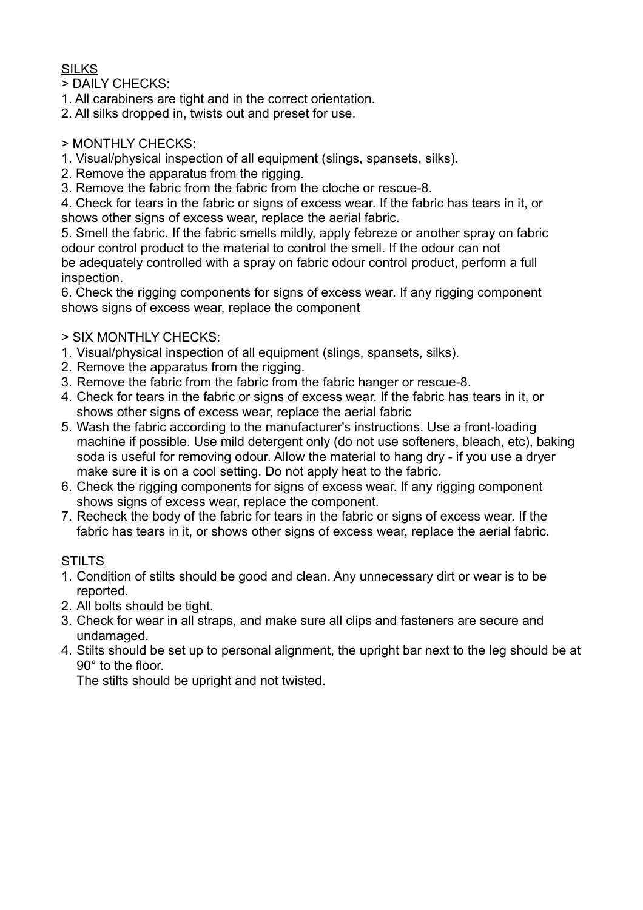<u>SILKS</u>

> DAILY CHECKS:
1. All carabiners are tight and in the correct orientation.
2. All silks dropped in, twists out and preset for use.

> MONTHLY CHECKS:
1. Visual/physical inspection of all equipment (slings, spansets, silks).
2. Remove the apparatus from the rigging.
3. Remove the fabric from the fabric from the cloche or rescue-8.
4. Check for tears in the fabric or signs of excess wear. If the fabric has tears in it, or shows other signs of excess wear, replace the aerial fabric.
5. Smell the fabric. If the fabric smells mildly, apply febreze or another spray on fabric odour control product to the material to control the smell. If the odour can not be adequately controlled with a spray on fabric odour control product, perform a full inspection.
6. Check the rigging components for signs of excess wear. If any rigging component shows signs of excess wear, replace the component

> SIX MONTHLY CHECKS:
1. Visual/physical inspection of all equipment (slings, spansets, silks).
2. Remove the apparatus from the rigging.
3. Remove the fabric from the fabric from the fabric hanger or rescue-8.
4. Check for tears in the fabric or signs of excess wear. If the fabric has tears in it, or shows other signs of excess wear, replace the aerial fabric
5. Wash the fabric according to the manufacturer's instructions. Use a front-loading machine if possible. Use mild detergent only (do not use softeners, bleach, etc), baking soda is useful for removing odour. Allow the material to hang dry - if you use a dryer make sure it is on a cool setting. Do not apply heat to the fabric.
6. Check the rigging components for signs of excess wear. If any rigging component shows signs of excess wear, replace the component.
7. Recheck the body of the fabric for tears in the fabric or signs of excess wear. If the fabric has tears in it, or shows other signs of excess wear, replace the aerial fabric.

<u>STILTS</u>

1. Condition of stilts should be good and clean. Any unnecessary dirt or wear is to be reported.
2. All bolts should be tight.
3. Check for wear in all straps, and make sure all clips and fasteners are secure and undamaged.
4. Stilts should be set up to personal alignment, the upright bar next to the leg should be at 90° to the floor.
   The stilts should be upright and not twisted.